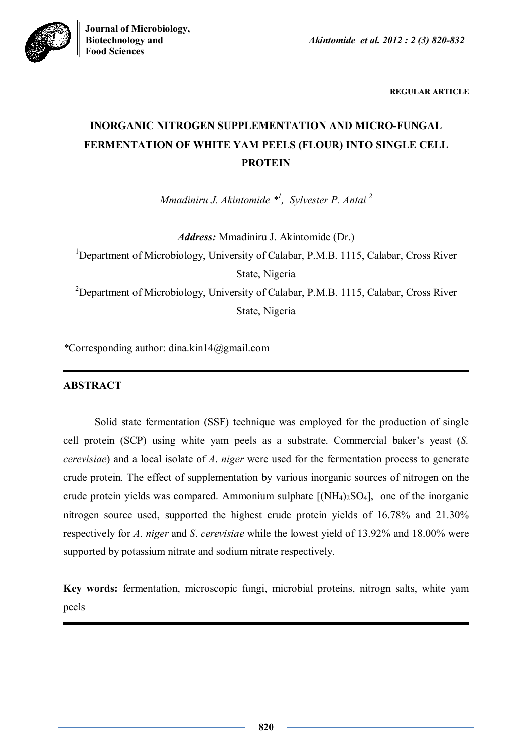REGULAR ARTICLE

# INORGANIC NITROGEN SUPPLEMENTATION AND MICRO-FUNGAL FERMENTATION OF WHITE YAM PEELS (FLOUR) INTO SINGLE CELL PROTEIN

*Mmadiniru J. Akintomide* *[1], *Sylvester P. Antai* [2]

***Address:*** Mmadiniru J. Akintomide (Dr.)

[1]Department of Microbiology, University of Calabar, P.M.B. 1115, Calabar, Cross River State, Nigeria

[2]Department of Microbiology, University of Calabar, P.M.B. 1115, Calabar, Cross River State, Nigeria

*Corresponding author: dina.kin14@gmail.com

## ABSTRACT

Solid state fermentation (SSF) technique was employed for the production of single cell protein (SCP) using white yam peels as a substrate. Commercial baker's yeast (*S. cerevisiae*) and a local isolate of *A. niger* were used for the fermentation process to generate crude protein. The effect of supplementation by various inorganic sources of nitrogen on the crude protein yields was compared. Ammonium sulphate [$(NH_4)_2SO_4$], one of the inorganic nitrogen source used, supported the highest crude protein yields of 16.78% and 21.30% respectively for *A. niger* and *S. cerevisiae* while the lowest yield of 13.92% and 18.00% were supported by potassium nitrate and sodium nitrate respectively.

**Key words:** fermentation, microscopic fungi, microbial proteins, nitrogn salts, white yam peels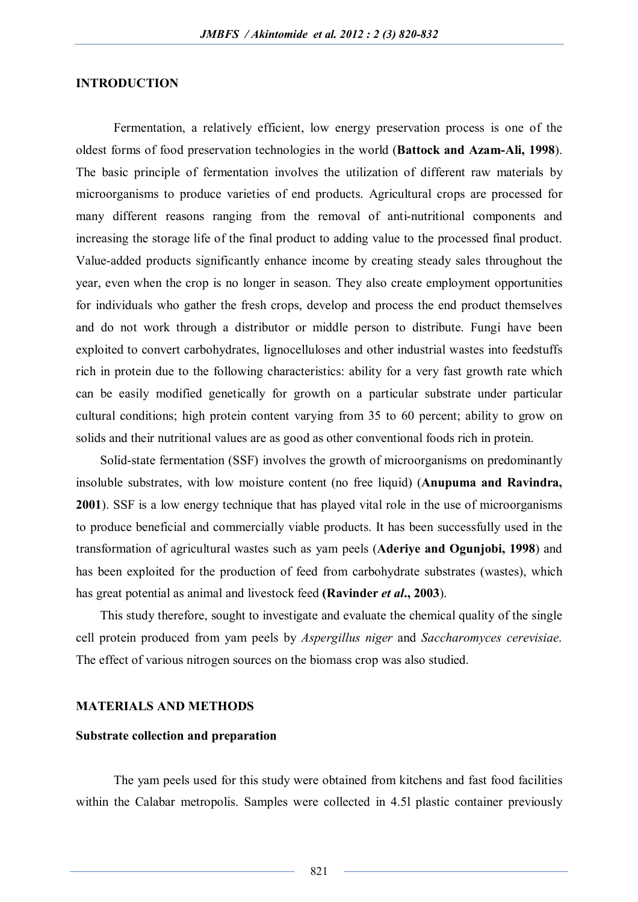## INTRODUCTION

Fermentation, a relatively efficient, low energy preservation process is one of the oldest forms of food preservation technologies in the world (**Battock and Azam-Ali, 1998**). The basic principle of fermentation involves the utilization of different raw materials by microorganisms to produce varieties of end products. Agricultural crops are processed for many different reasons ranging from the removal of anti-nutritional components and increasing the storage life of the final product to adding value to the processed final product. Value-added products significantly enhance income by creating steady sales throughout the year, even when the crop is no longer in season. They also create employment opportunities for individuals who gather the fresh crops, develop and process the end product themselves and do not work through a distributor or middle person to distribute. Fungi have been exploited to convert carbohydrates, lignocelluloses and other industrial wastes into feedstuffs rich in protein due to the following characteristics: ability for a very fast growth rate which can be easily modified genetically for growth on a particular substrate under particular cultural conditions; high protein content varying from 35 to 60 percent; ability to grow on solids and their nutritional values are as good as other conventional foods rich in protein.

Solid-state fermentation (SSF) involves the growth of microorganisms on predominantly insoluble substrates, with low moisture content (no free liquid) (**Anupuma and Ravindra, 2001**). SSF is a low energy technique that has played vital role in the use of microorganisms to produce beneficial and commercially viable products. It has been successfully used in the transformation of agricultural wastes such as yam peels (**Aderiye and Ogunjobi, 1998**) and has been exploited for the production of feed from carbohydrate substrates (wastes), which has great potential as animal and livestock feed **(Ravinder *et al*., 2003**).

This study therefore, sought to investigate and evaluate the chemical quality of the single cell protein produced from yam peels by *Aspergillus niger* and *Saccharomyces cerevisiae*. The effect of various nitrogen sources on the biomass crop was also studied.

## MATERIALS AND METHODS

### Substrate collection and preparation

The yam peels used for this study were obtained from kitchens and fast food facilities within the Calabar metropolis. Samples were collected in 4.5l plastic container previously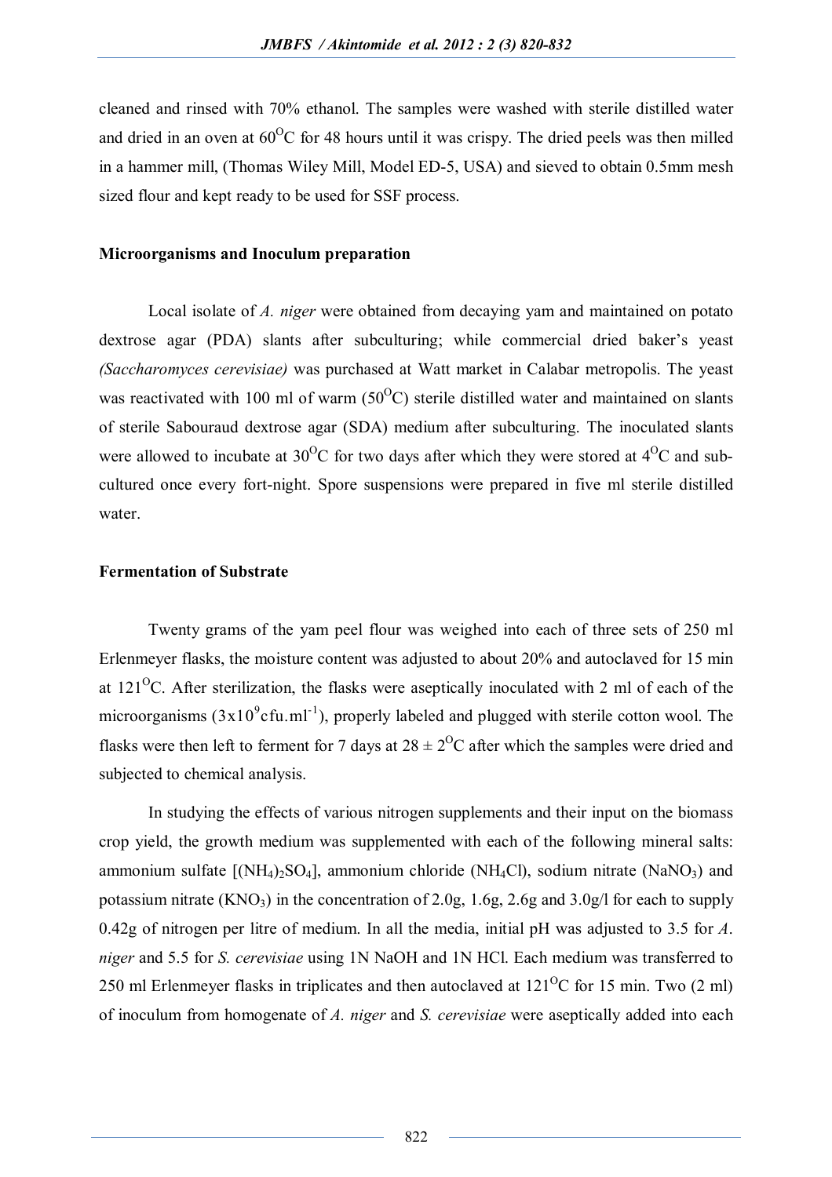cleaned and rinsed with 70% ethanol. The samples were washed with sterile distilled water and dried in an oven at $60^{O}C$ for 48 hours until it was crispy. The dried peels was then milled in a hammer mill, (Thomas Wiley Mill, Model ED-5, USA) and sieved to obtain 0.5mm mesh sized flour and kept ready to be used for SSF process.

**Microorganisms and Inoculum preparation**

Local isolate of *A. niger* were obtained from decaying yam and maintained on potato dextrose agar (PDA) slants after subculturing; while commercial dried baker's yeast *(Saccharomyces cerevisiae)* was purchased at Watt market in Calabar metropolis. The yeast was reactivated with 100 ml of warm ($50^{O}C$) sterile distilled water and maintained on slants of sterile Sabouraud dextrose agar (SDA) medium after subculturing. The inoculated slants were allowed to incubate at $30^{O}C$ for two days after which they were stored at $4^{O}C$ and sub-cultured once every fort-night. Spore suspensions were prepared in five ml sterile distilled water.

**Fermentation of Substrate**

Twenty grams of the yam peel flour was weighed into each of three sets of 250 ml Erlenmeyer flasks, the moisture content was adjusted to about 20% and autoclaved for 15 min at $121^{O}C$. After sterilization, the flasks were aseptically inoculated with 2 ml of each of the microorganisms ($3\times10^{9}$ cfu.ml$^{-1}$), properly labeled and plugged with sterile cotton wool. The flasks were then left to ferment for 7 days at $28 \pm 2^{O}C$ after which the samples were dried and subjected to chemical analysis.

In studying the effects of various nitrogen supplements and their input on the biomass crop yield, the growth medium was supplemented with each of the following mineral salts: ammonium sulfate [$(NH_4)_2SO_4$], ammonium chloride ($NH_4Cl$), sodium nitrate ($NaNO_3$) and potassium nitrate ($KNO_3$) in the concentration of 2.0g, 1.6g, 2.6g and 3.0g/l for each to supply 0.42g of nitrogen per litre of medium. In all the media, initial pH was adjusted to 3.5 for *A. niger* and 5.5 for *S. cerevisiae* using 1N NaOH and 1N HCl. Each medium was transferred to 250 ml Erlenmeyer flasks in triplicates and then autoclaved at $121^{O}C$ for 15 min. Two (2 ml) of inoculum from homogenate of *A. niger* and *S. cerevisiae* were aseptically added into each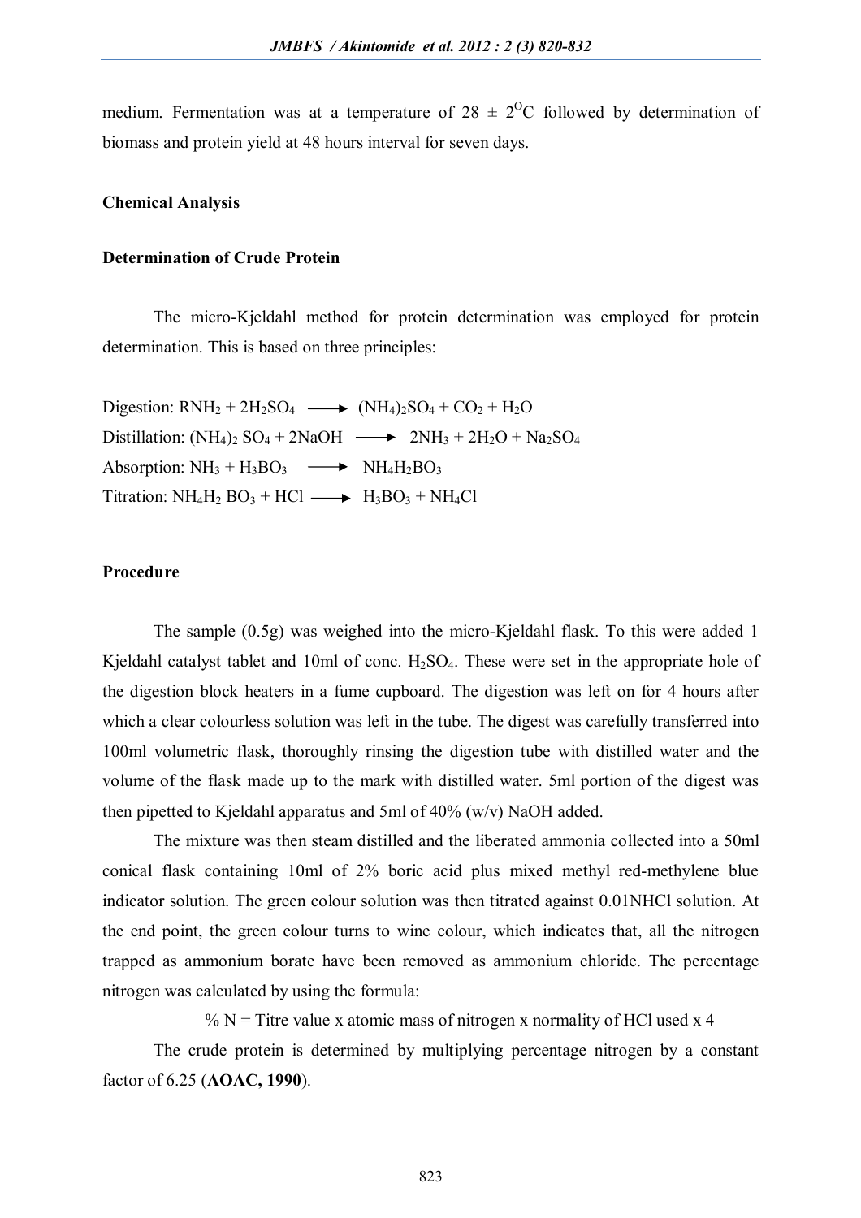medium. Fermentation was at a temperature of 28 ± 2$^{O}$C followed by determination of biomass and protein yield at 48 hours interval for seven days.

## Chemical Analysis

### Determination of Crude Protein

The micro-Kjeldahl method for protein determination was employed for protein determination. This is based on three principles:

Digestion: $RNH_2 + 2H_2SO_4 \longrightarrow (NH_4)_2SO_4 + CO_2 + H_2O$

Distillation: $(NH_4)_2 SO_4 + 2NaOH \longrightarrow 2NH_3 + 2H_2O + Na_2SO_4$

Absorption: $NH_3 + H_3BO_3 \longrightarrow NH_4H_2BO_3$

Titration: $NH_4H_2 BO_3 + HCl \longrightarrow H_3BO_3 + NH_4Cl$

### Procedure

The sample (0.5g) was weighed into the micro-Kjeldahl flask. To this were added 1 Kjeldahl catalyst tablet and 10ml of conc. $H_2SO_4$. These were set in the appropriate hole of the digestion block heaters in a fume cupboard. The digestion was left on for 4 hours after which a clear colourless solution was left in the tube. The digest was carefully transferred into 100ml volumetric flask, thoroughly rinsing the digestion tube with distilled water and the volume of the flask made up to the mark with distilled water. 5ml portion of the digest was then pipetted to Kjeldahl apparatus and 5ml of 40% (w/v) NaOH added.

The mixture was then steam distilled and the liberated ammonia collected into a 50ml conical flask containing 10ml of 2% boric acid plus mixed methyl red-methylene blue indicator solution. The green colour solution was then titrated against 0.01NHCl solution. At the end point, the green colour turns to wine colour, which indicates that, all the nitrogen trapped as ammonium borate have been removed as ammonium chloride. The percentage nitrogen was calculated by using the formula:

$$\% \text{ N} = \text{Titre value x atomic mass of nitrogen x normality of HCl used x 4}$$

The crude protein is determined by multiplying percentage nitrogen by a constant factor of 6.25 (**AOAC, 1990**).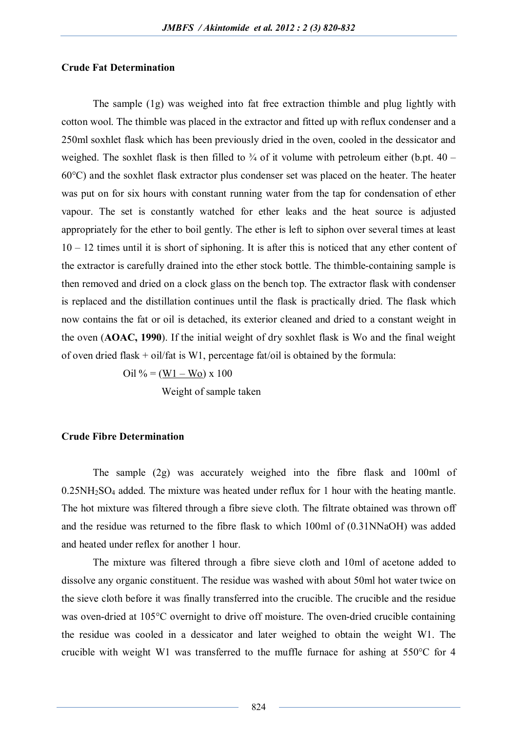**Crude Fat Determination**

The sample (1g) was weighed into fat free extraction thimble and plug lightly with cotton wool. The thimble was placed in the extractor and fitted up with reflux condenser and a 250ml soxhlet flask which has been previously dried in the oven, cooled in the dessicator and weighed. The soxhlet flask is then filled to ¾ of it volume with petroleum either (b.pt. 40 – 60°C) and the soxhlet flask extractor plus condenser set was placed on the heater. The heater was put on for six hours with constant running water from the tap for condensation of ether vapour. The set is constantly watched for ether leaks and the heat source is adjusted appropriately for the ether to boil gently. The ether is left to siphon over several times at least 10 – 12 times until it is short of siphoning. It is after this is noticed that any ether content of the extractor is carefully drained into the ether stock bottle. The thimble-containing sample is then removed and dried on a clock glass on the bench top. The extractor flask with condenser is replaced and the distillation continues until the flask is practically dried. The flask which now contains the fat or oil is detached, its exterior cleaned and dried to a constant weight in the oven (**AOAC, 1990**). If the initial weight of dry soxhlet flask is Wo and the final weight of oven dried flask + oil/fat is W1, percentage fat/oil is obtained by the formula:

$$\text{Oil } \% = \frac{(W1 - Wo) \times 100}{\text{Weight of sample taken}}$$

**Crude Fibre Determination**

The sample (2g) was accurately weighed into the fibre flask and 100ml of $0.25NH_2SO_4$ added. The mixture was heated under reflux for 1 hour with the heating mantle. The hot mixture was filtered through a fibre sieve cloth. The filtrate obtained was thrown off and the residue was returned to the fibre flask to which 100ml of (0.31NNaOH) was added and heated under reflex for another 1 hour.

The mixture was filtered through a fibre sieve cloth and 10ml of acetone added to dissolve any organic constituent. The residue was washed with about 50ml hot water twice on the sieve cloth before it was finally transferred into the crucible. The crucible and the residue was oven-dried at 105°C overnight to drive off moisture. The oven-dried crucible containing the residue was cooled in a dessicator and later weighed to obtain the weight W1. The crucible with weight W1 was transferred to the muffle furnace for ashing at 550°C for 4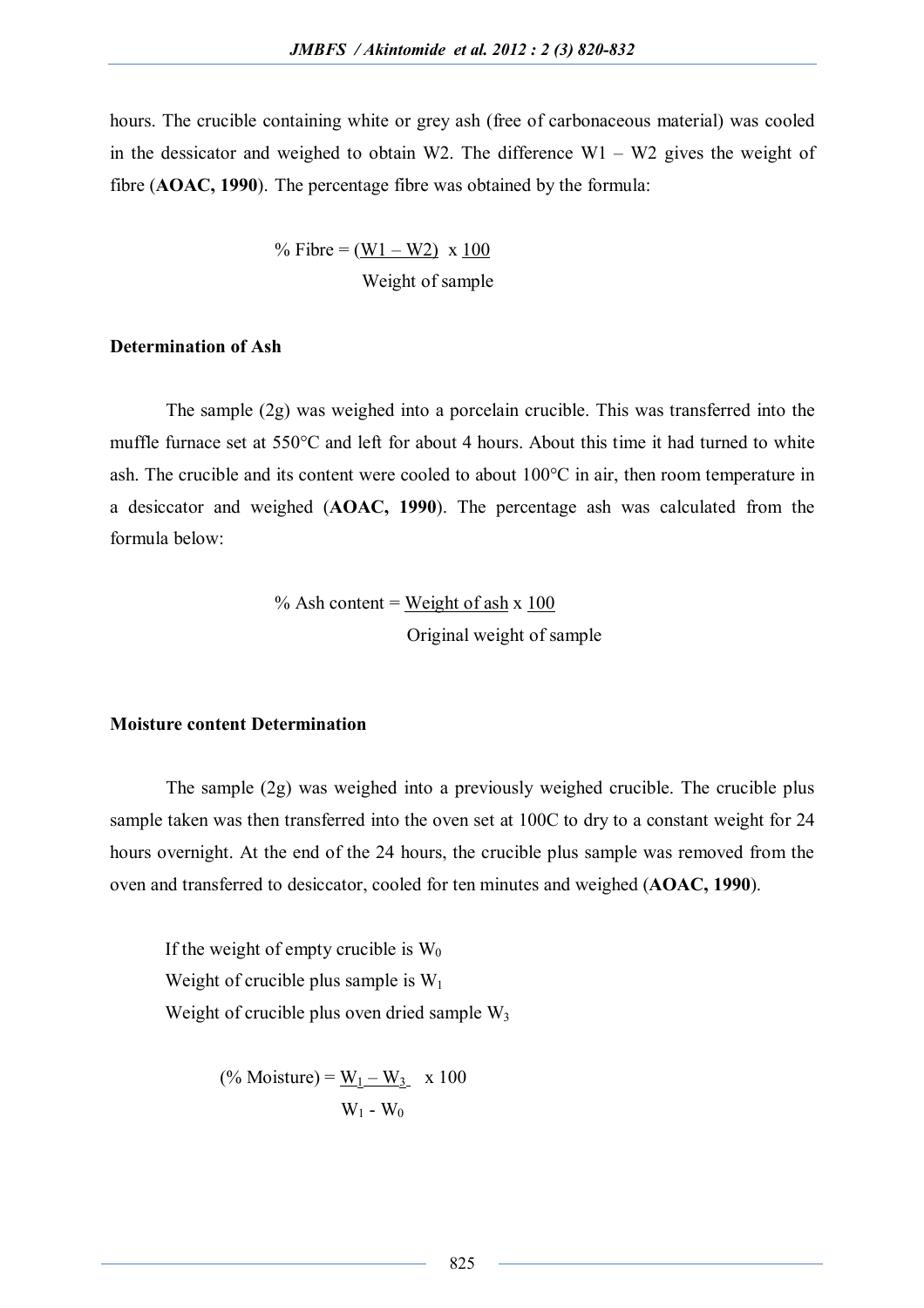hours. The crucible containing white or grey ash (free of carbonaceous material) was cooled in the dessicator and weighed to obtain W2. The difference W1 – W2 gives the weight of fibre (**AOAC, 1990**). The percentage fibre was obtained by the formula:

$$\% \text{ Fibre} = \frac{(W1 - W2)}{\text{Weight of sample}} \times 100$$

### Determination of Ash

The sample (2g) was weighed into a porcelain crucible. This was transferred into the muffle furnace set at 550°C and left for about 4 hours. About this time it had turned to white ash. The crucible and its content were cooled to about 100°C in air, then room temperature in a desiccator and weighed (**AOAC, 1990**). The percentage ash was calculated from the formula below:

$$\% \text{ Ash content} = \frac{\text{Weight of ash}}{\text{Original weight of sample}} \times 100$$

### Moisture content Determination

The sample (2g) was weighed into a previously weighed crucible. The crucible plus sample taken was then transferred into the oven set at 100C to dry to a constant weight for 24 hours overnight. At the end of the 24 hours, the crucible plus sample was removed from the oven and transferred to desiccator, cooled for ten minutes and weighed (**AOAC, 1990**).

If the weight of empty crucible is $W_0$

Weight of crucible plus sample is $W_1$

Weight of crucible plus oven dried sample $W_3$

$$(\% \text{ Moisture}) = \frac{W_1 - W_3}{W_1 - W_0} \times 100$$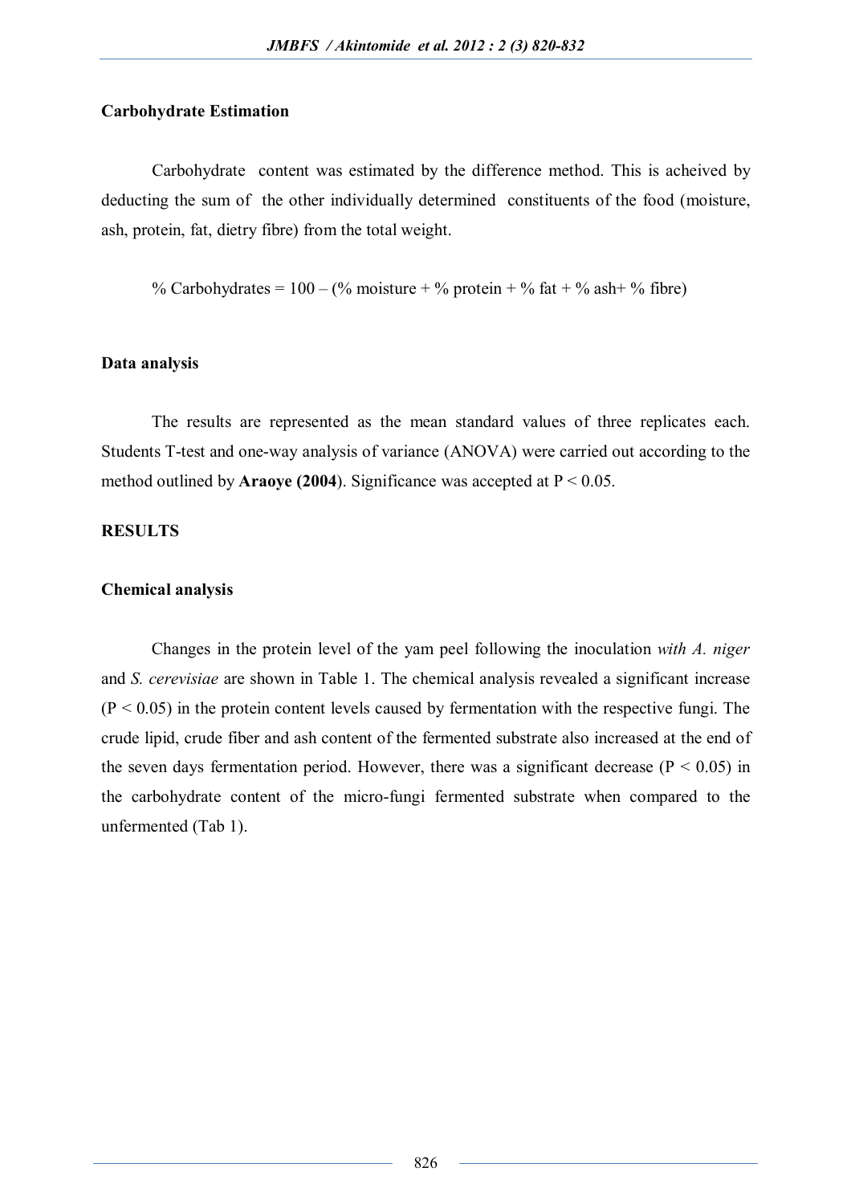### Carbohydrate Estimation

Carbohydrate content was estimated by the difference method. This is acheived by deducting the sum of the other individually determined constituents of the food (moisture, ash, protein, fat, dietry fibre) from the total weight.

% Carbohydrates = 100 – (% moisture + % protein + % fat + % ash+ % fibre)

### Data analysis

The results are represented as the mean standard values of three replicates each. Students T-test and one-way analysis of variance (ANOVA) were carried out according to the method outlined by **Araoye (2004)**. Significance was accepted at $P < 0.05$.

## RESULTS

### Chemical analysis

Changes in the protein level of the yam peel following the inoculation *with A. niger* and *S. cerevisiae* are shown in Table 1. The chemical analysis revealed a significant increase ($P < 0.05$) in the protein content levels caused by fermentation with the respective fungi. The crude lipid, crude fiber and ash content of the fermented substrate also increased at the end of the seven days fermentation period. However, there was a significant decrease ($P < 0.05$) in the carbohydrate content of the micro-fungi fermented substrate when compared to the unfermented (Tab 1).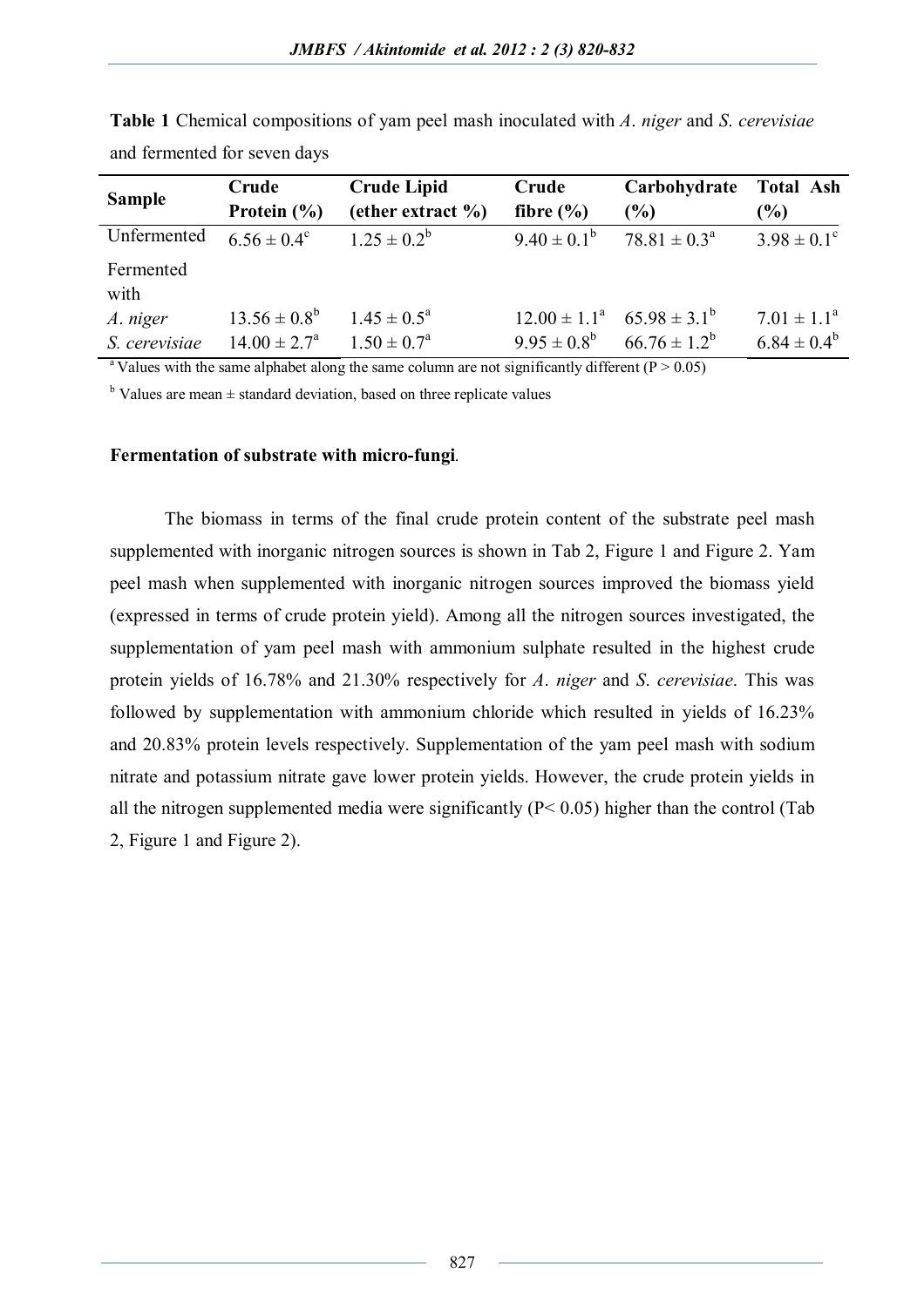**Table 1** Chemical compositions of yam peel mash inoculated with *A. niger* and *S. cerevisiae* and fermented for seven days

| Sample | Crude Protein (%) | Crude Lipid (ether extract %) | Crude fibre (%) | Carbohydrate (%) | Total Ash (%) |
|---|---|---|---|---|---|
| Unfermented | $6.56 \pm 0.4^{c}$ | $1.25 \pm 0.2^{b}$ | $9.40 \pm 0.1^{b}$ | $78.81 \pm 0.3^{a}$ | $3.98 \pm 0.1^{c}$ |
| Fermented with | | | | | |
| *A. niger* | $13.56 \pm 0.8^{b}$ | $1.45 \pm 0.5^{a}$ | $12.00 \pm 1.1^{a}$ | $65.98 \pm 3.1^{b}$ | $7.01 \pm 1.1^{a}$ |
| *S. cerevisiae* | $14.00 \pm 2.7^{a}$ | $1.50 \pm 0.7^{a}$ | $9.95 \pm 0.8^{b}$ | $66.76 \pm 1.2^{b}$ | $6.84 \pm 0.4^{b}$ |

[a] Values with the same alphabet along the same column are not significantly different ($P > 0.05$)

[b] Values are mean ± standard deviation, based on three replicate values

**Fermentation of substrate with micro-fungi**.

The biomass in terms of the final crude protein content of the substrate peel mash supplemented with inorganic nitrogen sources is shown in Tab 2, Figure 1 and Figure 2. Yam peel mash when supplemented with inorganic nitrogen sources improved the biomass yield (expressed in terms of crude protein yield). Among all the nitrogen sources investigated, the supplementation of yam peel mash with ammonium sulphate resulted in the highest crude protein yields of 16.78% and 21.30% respectively for *A. niger* and *S. cerevisiae*. This was followed by supplementation with ammonium chloride which resulted in yields of 16.23% and 20.83% protein levels respectively. Supplementation of the yam peel mash with sodium nitrate and potassium nitrate gave lower protein yields. However, the crude protein yields in all the nitrogen supplemented media were significantly ($P < 0.05$) higher than the control (Tab 2, Figure 1 and Figure 2).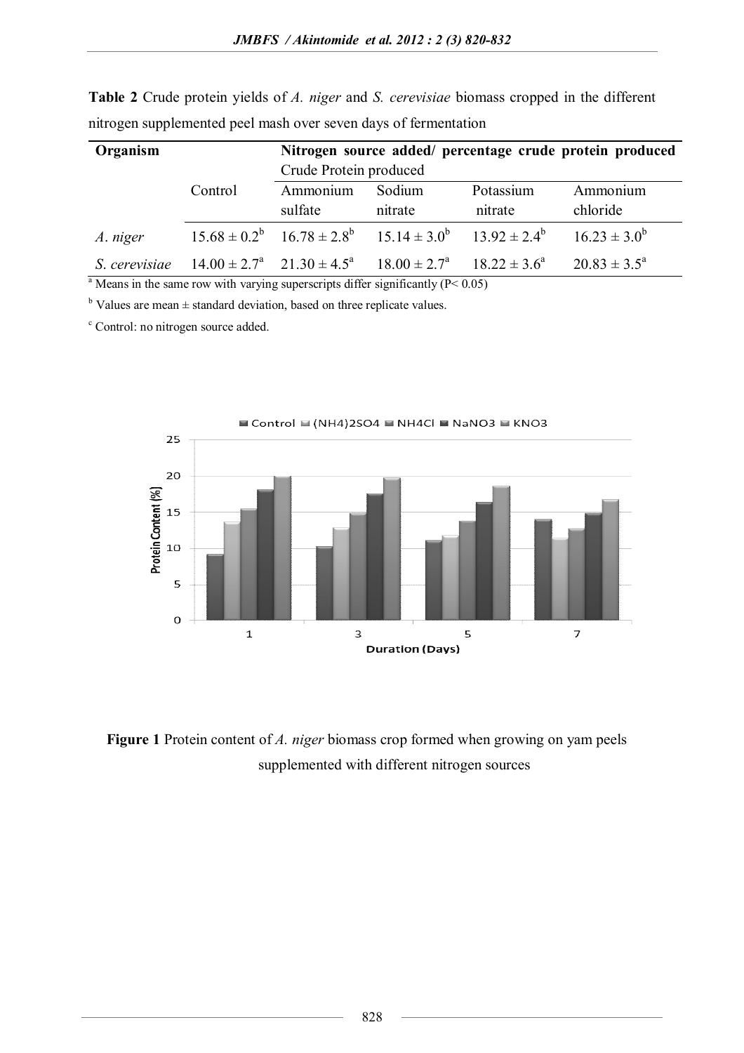**Table 2** Crude protein yields of *A. niger* and *S. cerevisiae* biomass cropped in the different nitrogen supplemented peel mash over seven days of fermentation

| Organism | Control | Nitrogen source added/ percentage crude protein produced Crude Protein produced | | | |
|---|---|---|---|---|---|
| | | Ammonium sulfate | Sodium nitrate | Potassium nitrate | Ammonium chloride |
| *A. niger* | $15.68 \pm 0.2^{b}$ | $16.78 \pm 2.8^{b}$ | $15.14 \pm 3.0^{b}$ | $13.92 \pm 2.4^{b}$ | $16.23 \pm 3.0^{b}$ |
| *S. cerevisiae* | $14.00 \pm 2.7^{a}$ | $21.30 \pm 4.5^{a}$ | $18.00 \pm 2.7^{a}$ | $18.22 \pm 3.6^{a}$ | $20.83 \pm 3.5^{a}$ |

[a] Means in the same row with varying superscripts differ significantly ($P < 0.05$)

[b] Values are mean ± standard deviation, based on three replicate values.

[c] Control: no nitrogen source added.

Control (NH4)2SO4 NH4Cl NaNO3 KNO3

Protein Content (%)

0 5 10 15 20 25

1 3 5 7

Duration (Days)

**Figure 1** Protein content of *A. niger* biomass crop formed when growing on yam peels supplemented with different nitrogen sources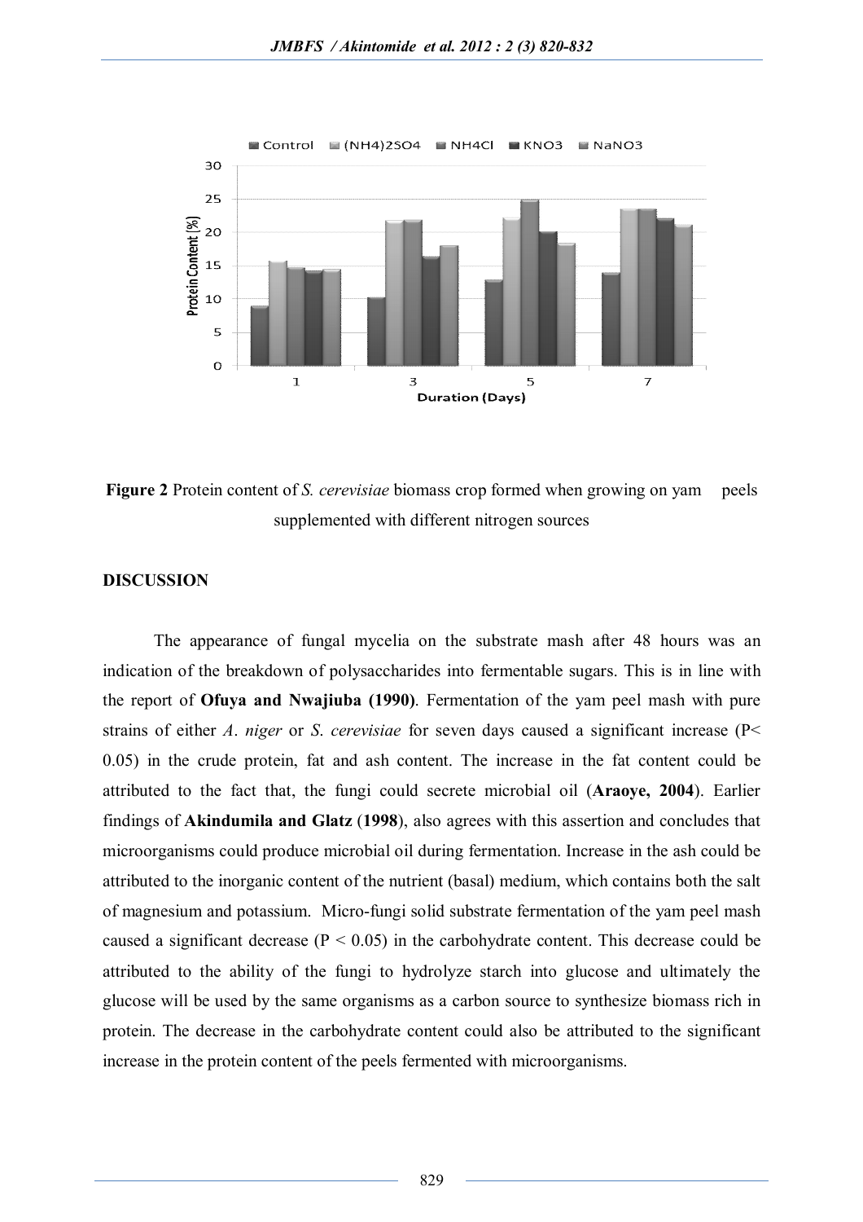Control (NH4)2SO4 NH4Cl KNO3 NaNO3

30
25
20
15
10
5
0

Protein Content (%)

1 3 5 7

Duration (Days)

**Figure 2** Protein content of *S. cerevisiae* biomass crop formed when growing on yam peels supplemented with different nitrogen sources

## DISCUSSION

The appearance of fungal mycelia on the substrate mash after 48 hours was an indication of the breakdown of polysaccharides into fermentable sugars. This is in line with the report of **Ofuya and Nwajiuba (1990)**. Fermentation of the yam peel mash with pure strains of either *A. niger* or *S. cerevisiae* for seven days caused a significant increase ($P< 0.05$) in the crude protein, fat and ash content. The increase in the fat content could be attributed to the fact that, the fungi could secrete microbial oil (**Araoye, 2004**). Earlier findings of **Akindumila and Glatz** (**1998**), also agrees with this assertion and concludes that microorganisms could produce microbial oil during fermentation. Increase in the ash could be attributed to the inorganic content of the nutrient (basal) medium, which contains both the salt of magnesium and potassium. Micro-fungi solid substrate fermentation of the yam peel mash caused a significant decrease ($P < 0.05$) in the carbohydrate content. This decrease could be attributed to the ability of the fungi to hydrolyze starch into glucose and ultimately the glucose will be used by the same organisms as a carbon source to synthesize biomass rich in protein. The decrease in the carbohydrate content could also be attributed to the significant increase in the protein content of the peels fermented with microorganisms.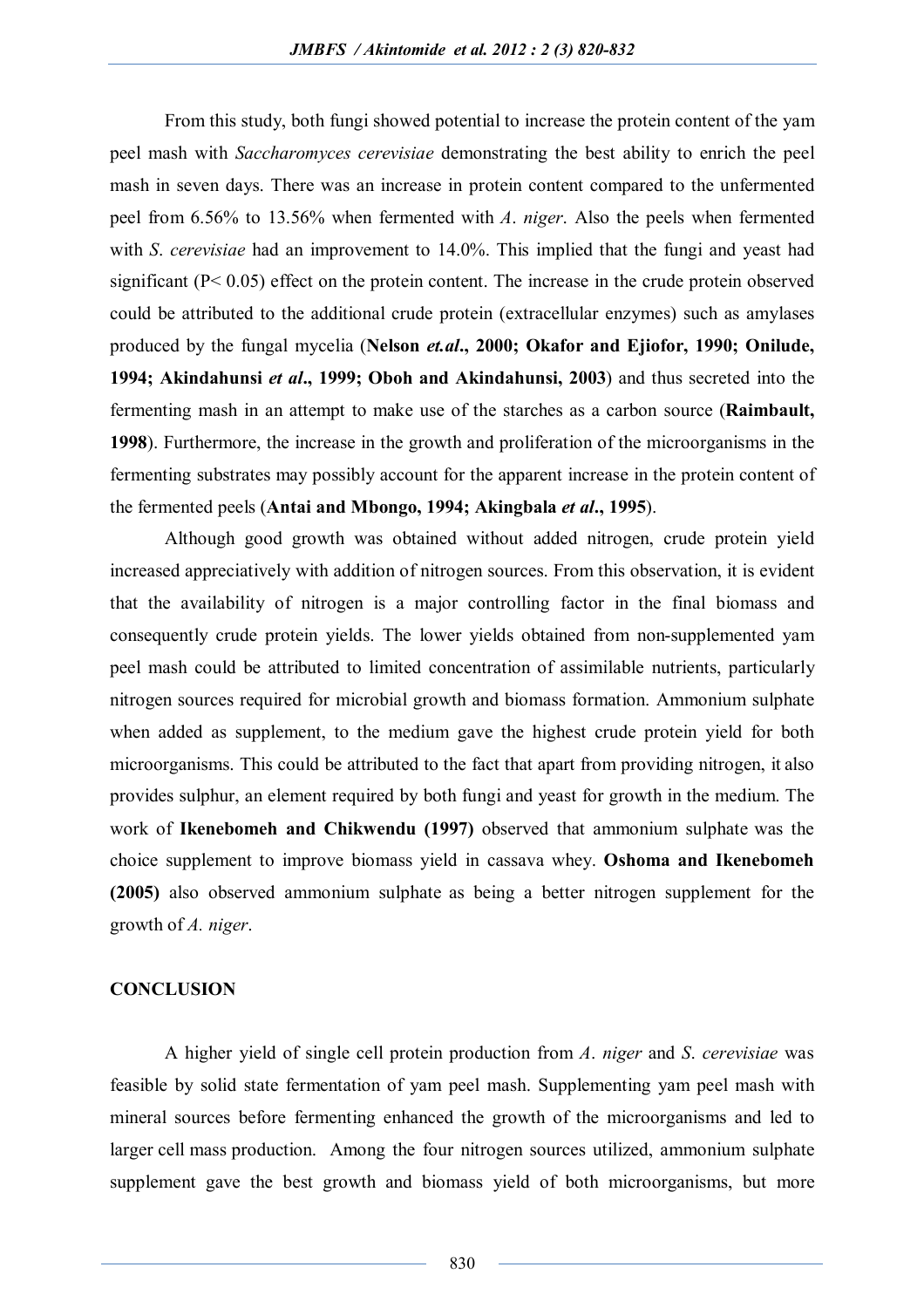From this study, both fungi showed potential to increase the protein content of the yam peel mash with *Saccharomyces cerevisiae* demonstrating the best ability to enrich the peel mash in seven days. There was an increase in protein content compared to the unfermented peel from 6.56% to 13.56% when fermented with *A. niger*. Also the peels when fermented with *S. cerevisiae* had an improvement to 14.0%. This implied that the fungi and yeast had significant ($P < 0.05$) effect on the protein content. The increase in the crude protein observed could be attributed to the additional crude protein (extracellular enzymes) such as amylases produced by the fungal mycelia (**Nelson *et.al*., 2000; Okafor and Ejiofor, 1990; Onilude, 1994; Akindahunsi *et al*., 1999; Oboh and Akindahunsi, 2003**) and thus secreted into the fermenting mash in an attempt to make use of the starches as a carbon source (**Raimbault, 1998**). Furthermore, the increase in the growth and proliferation of the microorganisms in the fermenting substrates may possibly account for the apparent increase in the protein content of the fermented peels (**Antai and Mbongo, 1994; Akingbala *et al*., 1995**).

Although good growth was obtained without added nitrogen, crude protein yield increased appreciatively with addition of nitrogen sources. From this observation, it is evident that the availability of nitrogen is a major controlling factor in the final biomass and consequently crude protein yields. The lower yields obtained from non-supplemented yam peel mash could be attributed to limited concentration of assimilable nutrients, particularly nitrogen sources required for microbial growth and biomass formation. Ammonium sulphate when added as supplement, to the medium gave the highest crude protein yield for both microorganisms. This could be attributed to the fact that apart from providing nitrogen, it also provides sulphur, an element required by both fungi and yeast for growth in the medium. The work of **Ikenebomeh and Chikwendu (1997)** observed that ammonium sulphate was the choice supplement to improve biomass yield in cassava whey. **Oshoma and Ikenebomeh (2005)** also observed ammonium sulphate as being a better nitrogen supplement for the growth of *A. niger*.

## CONCLUSION

A higher yield of single cell protein production from *A. niger* and *S. cerevisiae* was feasible by solid state fermentation of yam peel mash. Supplementing yam peel mash with mineral sources before fermenting enhanced the growth of the microorganisms and led to larger cell mass production. Among the four nitrogen sources utilized, ammonium sulphate supplement gave the best growth and biomass yield of both microorganisms, but more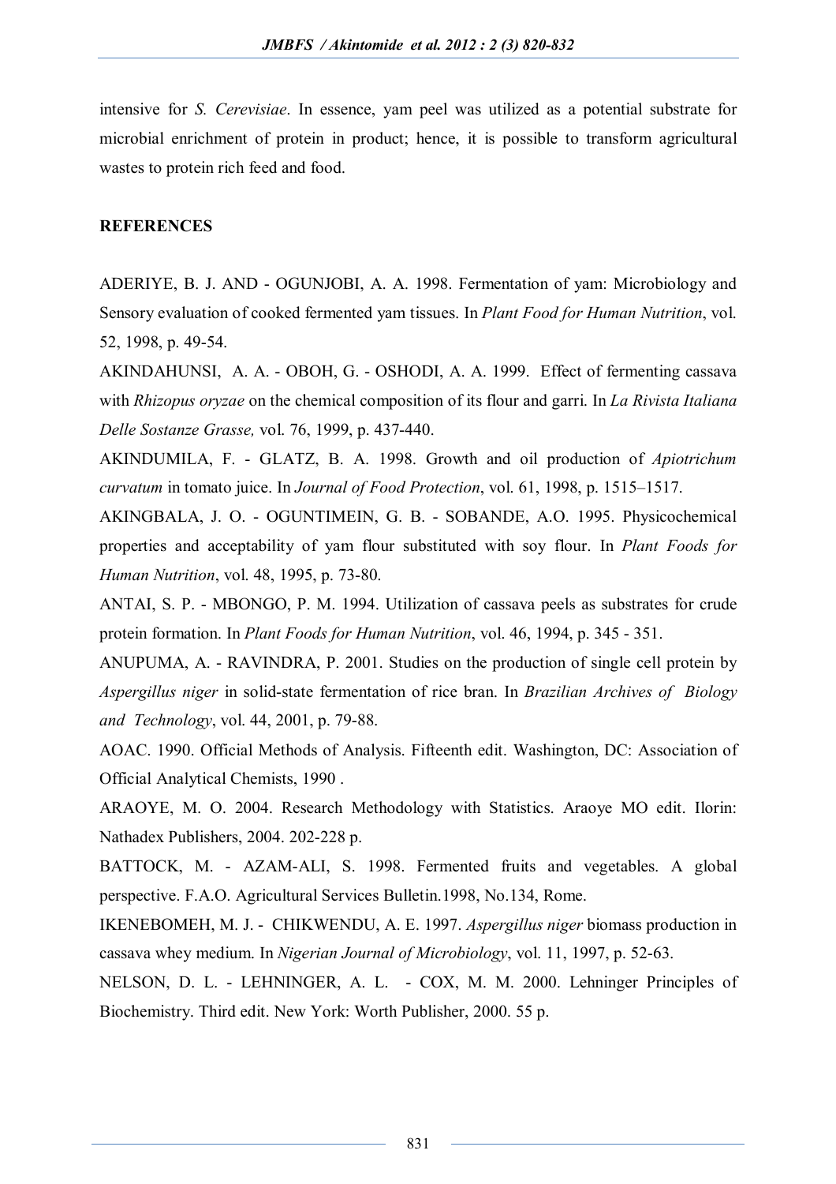intensive for *S. Cerevisiae*. In essence, yam peel was utilized as a potential substrate for microbial enrichment of protein in product; hence, it is possible to transform agricultural wastes to protein rich feed and food.

## REFERENCES

ADERIYE, B. J. AND - OGUNJOBI, A. A. 1998. Fermentation of yam: Microbiology and Sensory evaluation of cooked fermented yam tissues. In *Plant Food for Human Nutrition*, vol. 52, 1998, p. 49-54.

AKINDAHUNSI, A. A. - OBOH, G. - OSHODI, A. A. 1999. Effect of fermenting cassava with *Rhizopus oryzae* on the chemical composition of its flour and garri. In *La Rivista Italiana Delle Sostanze Grasse,* vol. 76, 1999, p. 437-440.

AKINDUMILA, F. - GLATZ, B. A. 1998. Growth and oil production of *Apiotrichum curvatum* in tomato juice. In *Journal of Food Protection*, vol. 61, 1998, p. 1515–1517.

AKINGBALA, J. O. - OGUNTIMEIN, G. B. - SOBANDE, A.O. 1995. Physicochemical properties and acceptability of yam flour substituted with soy flour. In *Plant Foods for Human Nutrition*, vol. 48, 1995, p. 73-80.

ANTAI, S. P. - MBONGO, P. M. 1994. Utilization of cassava peels as substrates for crude protein formation. In *Plant Foods for Human Nutrition*, vol. 46, 1994, p. 345 - 351.

ANUPUMA, A. - RAVINDRA, P. 2001. Studies on the production of single cell protein by *Aspergillus niger* in solid-state fermentation of rice bran. In *Brazilian Archives of Biology and Technology*, vol. 44, 2001, p. 79-88.

AOAC. 1990. Official Methods of Analysis. Fifteenth edit. Washington, DC: Association of Official Analytical Chemists, 1990 .

ARAOYE, M. O. 2004. Research Methodology with Statistics. Araoye MO edit. Ilorin: Nathadex Publishers, 2004. 202-228 p.

BATTOCK, M. - AZAM-ALI, S. 1998. Fermented fruits and vegetables. A global perspective. F.A.O. Agricultural Services Bulletin.1998, No.134, Rome.

IKENEBOMEH, M. J. - CHIKWENDU, A. E. 1997. *Aspergillus niger* biomass production in cassava whey medium. In *Nigerian Journal of Microbiology*, vol. 11, 1997, p. 52-63.

NELSON, D. L. - LEHNINGER, A. L. - COX, M. M. 2000. Lehninger Principles of Biochemistry. Third edit. New York: Worth Publisher, 2000. 55 p.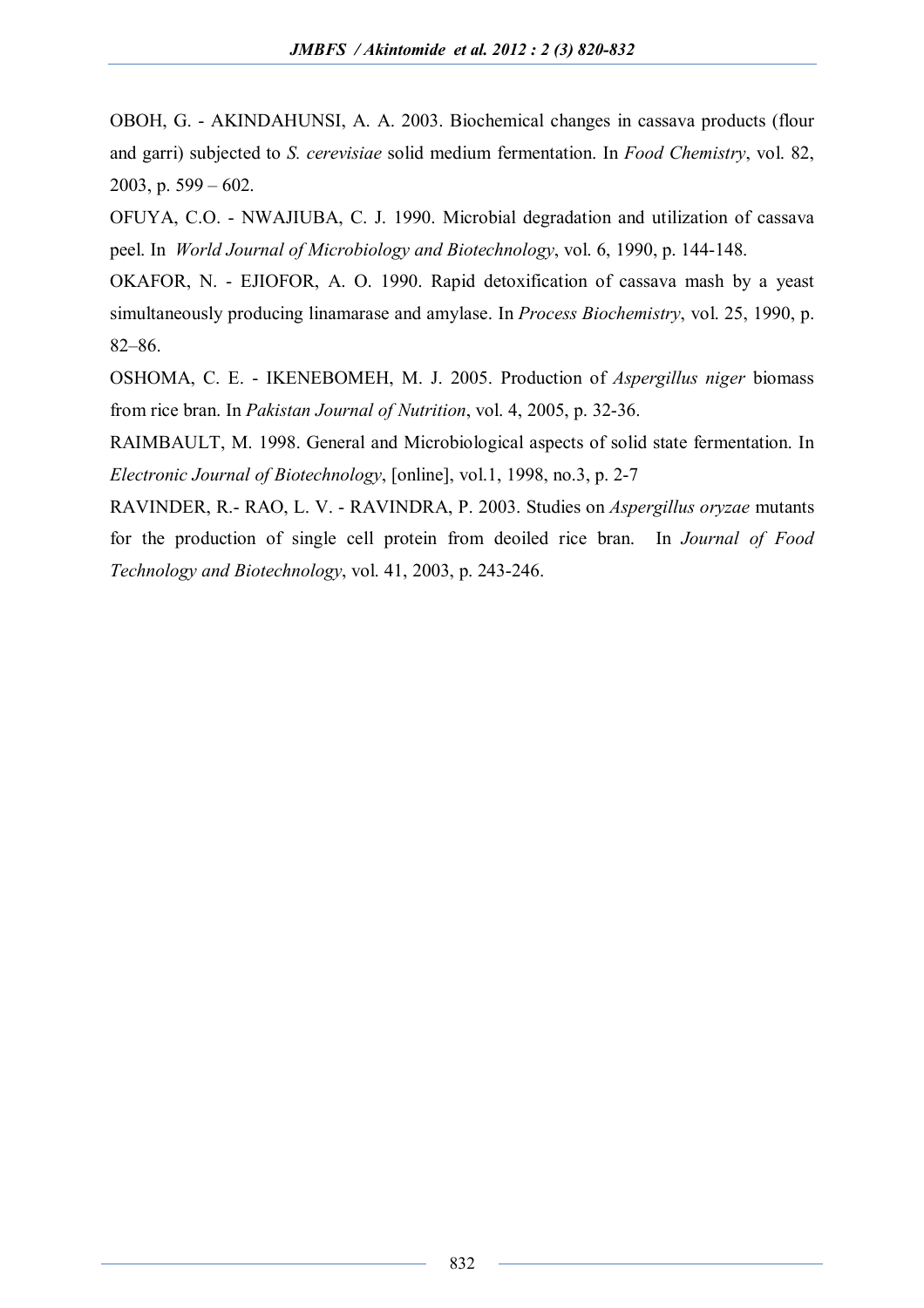OBOH, G. - AKINDAHUNSI, A. A. 2003. Biochemical changes in cassava products (flour and garri) subjected to *S. cerevisiae* solid medium fermentation. In *Food Chemistry*, vol. 82, 2003, p. 599 – 602.

OFUYA, C.O. - NWAJIUBA, C. J. 1990. Microbial degradation and utilization of cassava peel. In *World Journal of Microbiology and Biotechnology*, vol. 6, 1990, p. 144-148.

OKAFOR, N. - EJIOFOR, A. O. 1990. Rapid detoxification of cassava mash by a yeast simultaneously producing linamarase and amylase. In *Process Biochemistry*, vol. 25, 1990, p. 82–86.

OSHOMA, C. E. - IKENEBOMEH, M. J. 2005. Production of *Aspergillus niger* biomass from rice bran. In *Pakistan Journal of Nutrition*, vol. 4, 2005, p. 32-36.

RAIMBAULT, M. 1998. General and Microbiological aspects of solid state fermentation. In *Electronic Journal of Biotechnology*, [online], vol.1, 1998, no.3, p. 2-7

RAVINDER, R.- RAO, L. V. - RAVINDRA, P. 2003. Studies on *Aspergillus oryzae* mutants for the production of single cell protein from deoiled rice bran. In *Journal of Food Technology and Biotechnology*, vol. 41, 2003, p. 243-246.